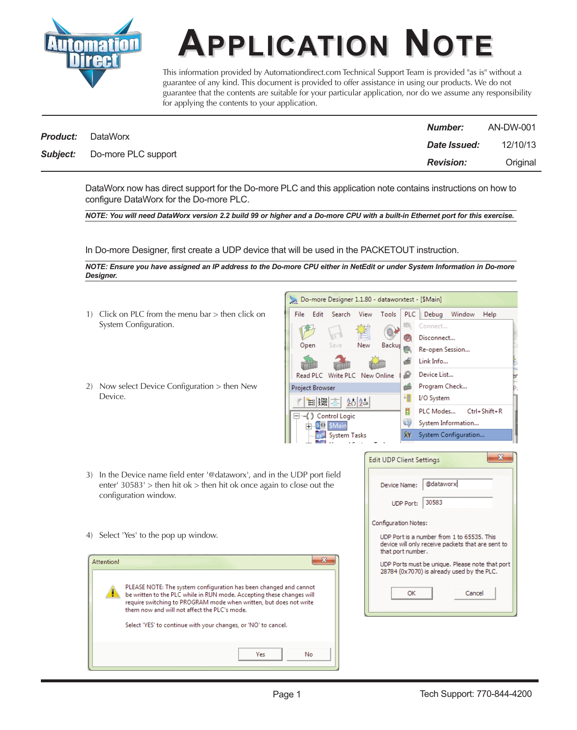# APPLICATION NOTE

This information provided by Automationdirect.com Technical Support Team is provided "as is" without a guarantee of any kind. This document is provided to offer assistance in using our products. We do not guarantee that the contents are suitable for your particular application, nor do we assume any responsibility for applying the contents to your application.

| | | | |
|---|---|---|---|
| **Product:** | DataWorx | **Number:** | AN-DW-001 |
| **Subject:** | Do-more PLC support | **Date Issued:** | 12/10/13 |
| | | **Revision:** | Original |

DataWorx now has direct support for the Do-more PLC and this application note contains instructions on how to configure DataWorx for the Do-more PLC.

***NOTE: You will need DataWorx version 2.2 build 99 or higher and a Do-more CPU with a built-in Ethernet port for this exercise.***

In Do-more Designer, first create a UDP device that will be used in the PACKETOUT instruction.

***NOTE: Ensure you have assigned an IP address to the Do-more CPU either in NetEdit or under System Information in Do-more Designer.***

1) Click on PLC from the menu bar > then click on System Configuration.

2) Now select Device Configuration > then New Device.

3) In the Device name field enter '@dataworx', and in the UDP port field enter' 30583' > then hit ok > then hit ok once again to close out the configuration window.

4) Select 'Yes' to the pop up window.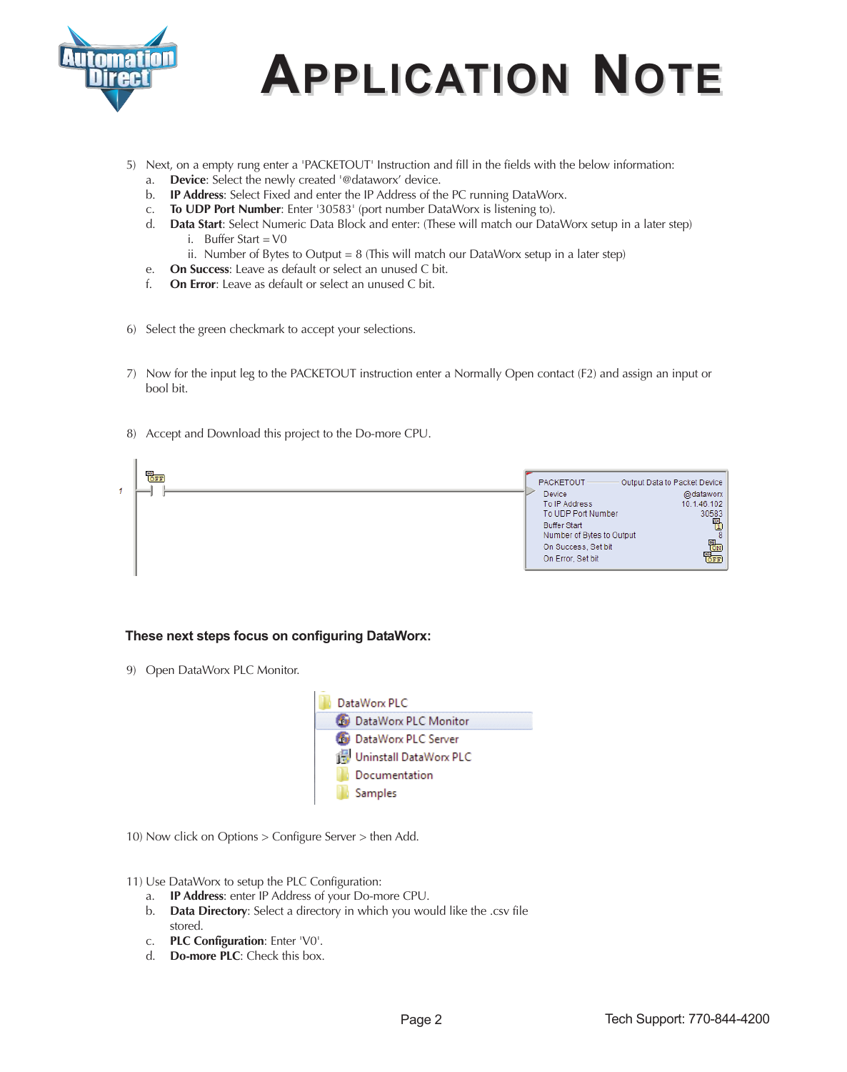5) Next, on a empty rung enter a 'PACKETOUT' Instruction and fill in the fields with the below information:
   a. **Device**: Select the newly created '@dataworx' device.
   b. **IP Address**: Select Fixed and enter the IP Address of the PC running DataWorx.
   c. **To UDP Port Number**: Enter '30583' (port number DataWorx is listening to).
   d. **Data Start**: Select Numeric Data Block and enter: (These will match our DataWorx setup in a later step)
      i. Buffer Start = V0
      ii. Number of Bytes to Output = 8 (This will match our DataWorx setup in a later step)
   e. **On Success**: Leave as default or select an unused C bit.
   f. **On Error**: Leave as default or select an unused C bit.

6) Select the green checkmark to accept your selections.

7) Now for the input leg to the PACKETOUT instruction enter a Normally Open contact (F2) and assign an input or bool bit.

8) Accept and Download this project to the Do-more CPU.

| PACKETOUT | Output Data to Packet Device |
| --- | --- |
| Device | @dataworx |
| To IP Address | 10.1.46.102 |
| To UDP Port Number | 30583 |
| Buffer Start | 1 |
| Number of Bytes to Output | 8 |
| On Success, Set bit | ON |
| On Error, Set bit | OFF |

**These next steps focus on configuring DataWorx:**

9) Open DataWorx PLC Monitor.

- DataWorx PLC
  - DataWorx PLC Monitor
  - DataWorx PLC Server
  - Uninstall DataWorx PLC
  - Documentation
  - Samples

10) Now click on Options > Configure Server > then Add.

11) Use DataWorx to setup the PLC Configuration:
   a. **IP Address**: enter IP Address of your Do-more CPU.
   b. **Data Directory**: Select a directory in which you would like the .csv file stored.
   c. **PLC Configuration**: Enter 'V0'.
   d. **Do-more PLC**: Check this box.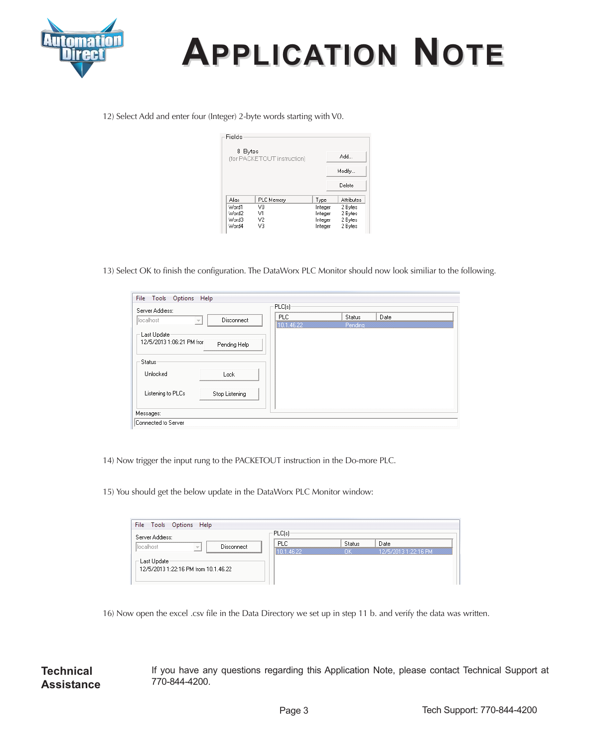12) Select Add and enter four (Integer) 2-byte words starting with V0.

13) Select OK to finish the configuration. The DataWorx PLC Monitor should now look similiar to the following.

14) Now trigger the input rung to the PACKETOUT instruction in the Do-more PLC.

15) You should get the below update in the DataWorx PLC Monitor window:

16) Now open the excel .csv file in the Data Directory we set up in step 11 b. and verify the data was written.

**Technical Assistance**

If you have any questions regarding this Application Note, please contact Technical Support at 770-844-4200.